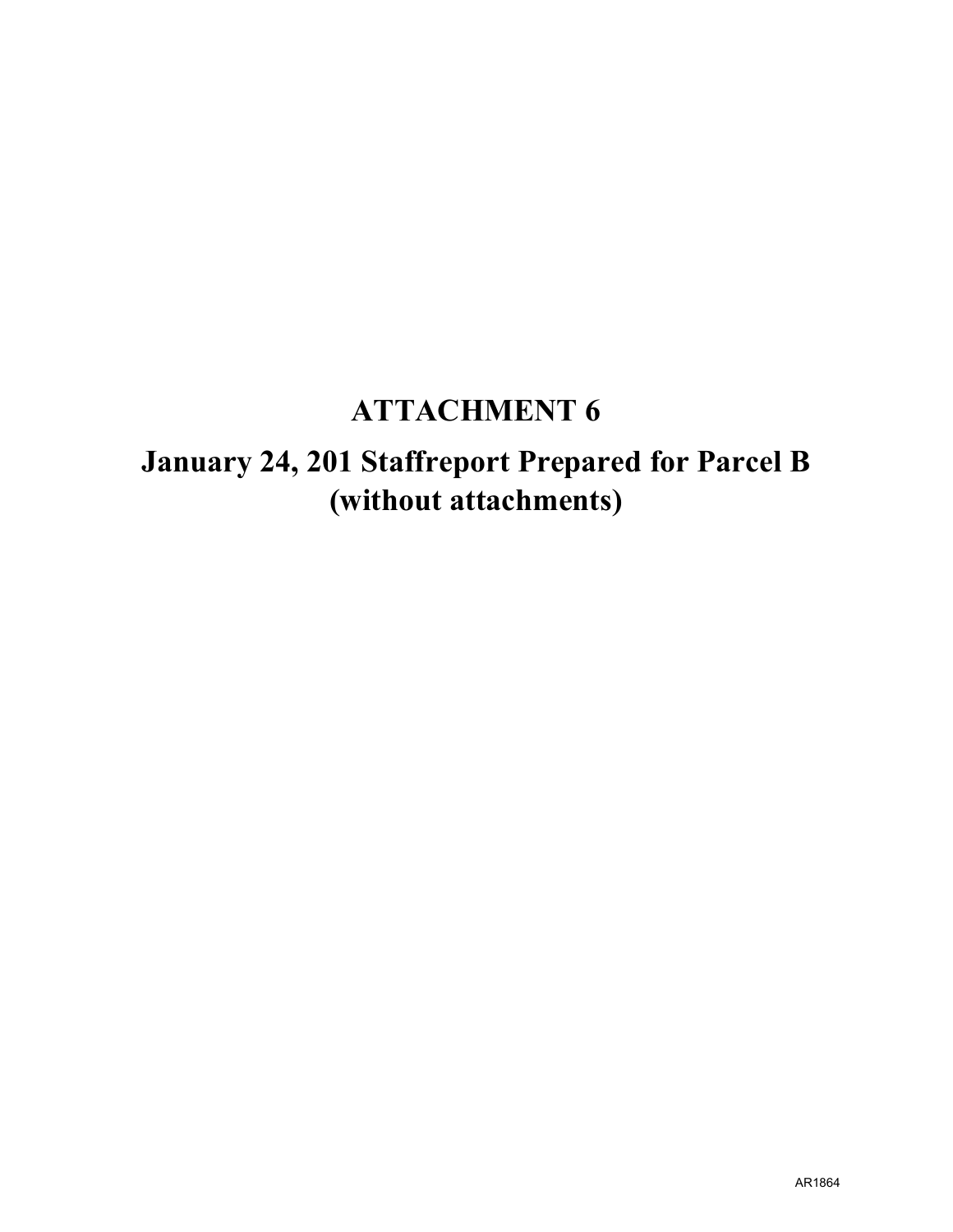# ATTACHMENT 6

## January 24, 201 Staffreport Prepared for Parcel B (without attachments)

AR1864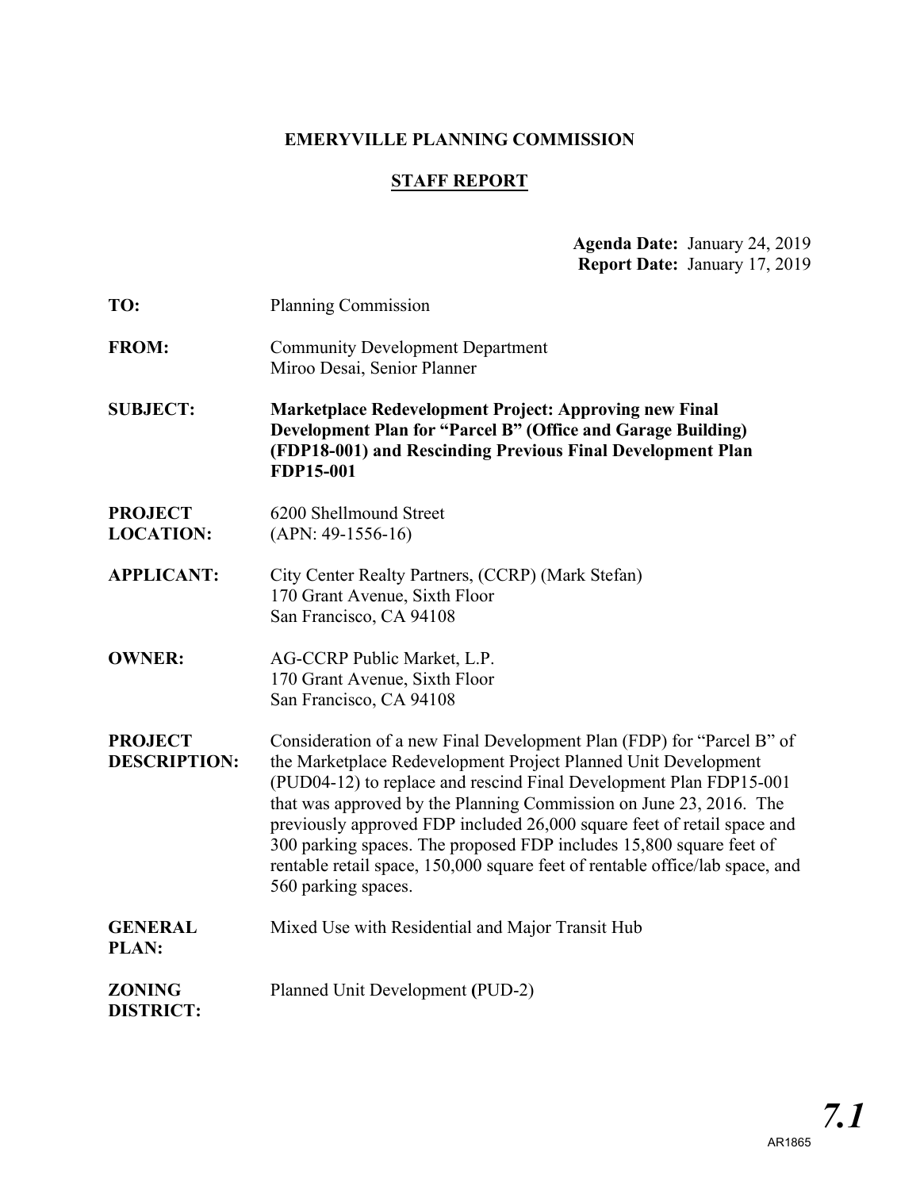**EMERYVILLE PLANNING COMMISSION**

**STAFF REPORT**

**Agenda Date:** January 24, 2019
**Report Date:** January 17, 2019

| | |
|---|---|
| **TO:** | Planning Commission |
| **FROM:** | Community Development Department<br>Miroo Desai, Senior Planner |
| **SUBJECT:** | **Marketplace Redevelopment Project: Approving new Final Development Plan for "Parcel B" (Office and Garage Building) (FDP18-001) and Rescinding Previous Final Development Plan FDP15-001** |
| **PROJECT LOCATION:** | 6200 Shellmound Street<br>(APN: 49-1556-16) |
| **APPLICANT:** | City Center Realty Partners, (CCRP) (Mark Stefan)<br>170 Grant Avenue, Sixth Floor<br>San Francisco, CA 94108 |
| **OWNER:** | AG-CCRP Public Market, L.P.<br>170 Grant Avenue, Sixth Floor<br>San Francisco, CA 94108 |
| **PROJECT DESCRIPTION:** | Consideration of a new Final Development Plan (FDP) for "Parcel B" of the Marketplace Redevelopment Project Planned Unit Development (PUD04-12) to replace and rescind Final Development Plan FDP15-001 that was approved by the Planning Commission on June 23, 2016. The previously approved FDP included 26,000 square feet of retail space and 300 parking spaces. The proposed FDP includes 15,800 square feet of rentable retail space, 150,000 square feet of rentable office/lab space, and 560 parking spaces. |
| **GENERAL PLAN:** | Mixed Use with Residential and Major Transit Hub |
| **ZONING DISTRICT:** | Planned Unit Development (PUD-2) |

***7.1***

AR1865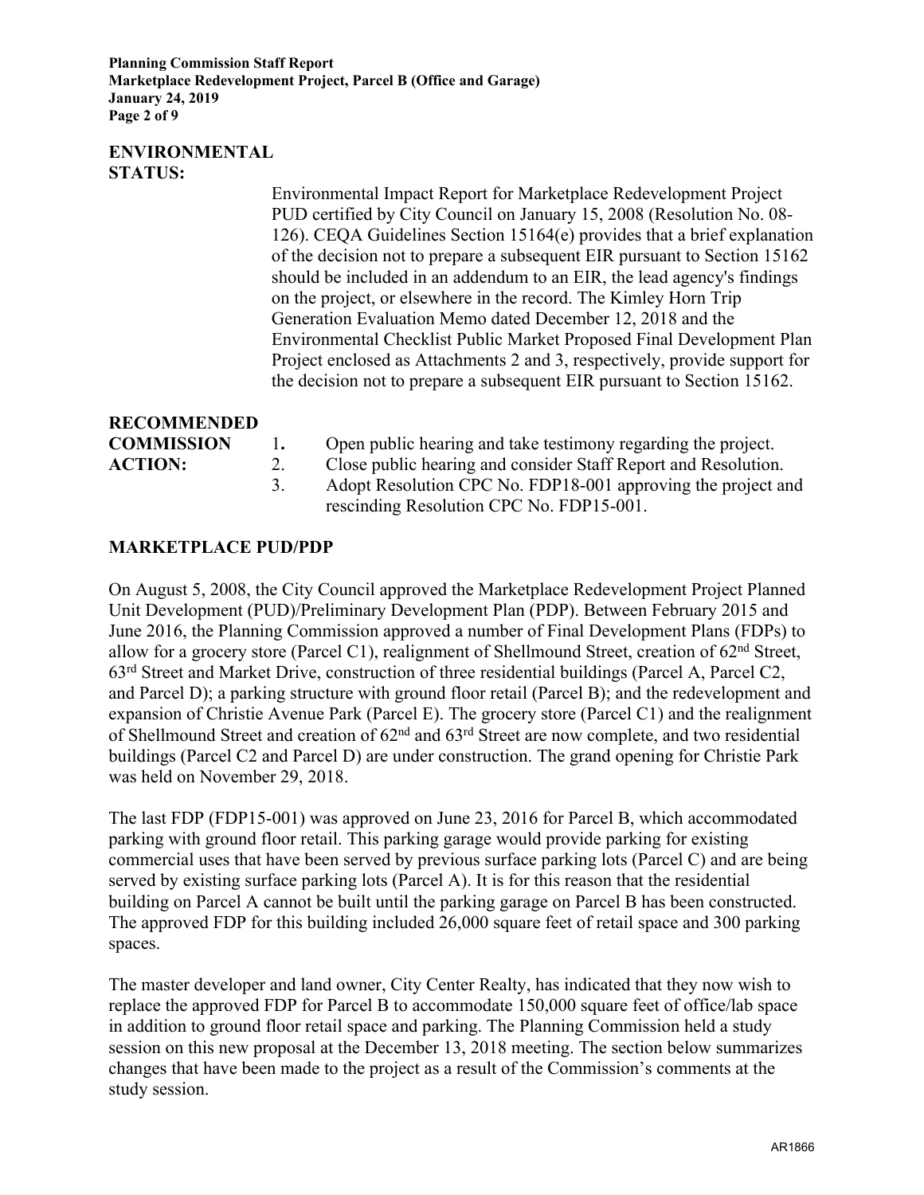**ENVIRONMENTAL STATUS:**

Environmental Impact Report for Marketplace Redevelopment Project PUD certified by City Council on January 15, 2008 (Resolution No. 08-126). CEQA Guidelines Section 15164(e) provides that a brief explanation of the decision not to prepare a subsequent EIR pursuant to Section 15162 should be included in an addendum to an EIR, the lead agency's findings on the project, or elsewhere in the record. The Kimley Horn Trip Generation Evaluation Memo dated December 12, 2018 and the Environmental Checklist Public Market Proposed Final Development Plan Project enclosed as Attachments 2 and 3, respectively, provide support for the decision not to prepare a subsequent EIR pursuant to Section 15162.

**RECOMMENDED COMMISSION ACTION:**

1. Open public hearing and take testimony regarding the project.
2. Close public hearing and consider Staff Report and Resolution.
3. Adopt Resolution CPC No. FDP18-001 approving the project and rescinding Resolution CPC No. FDP15-001.

## MARKETPLACE PUD/PDP

On August 5, 2008, the City Council approved the Marketplace Redevelopment Project Planned Unit Development (PUD)/Preliminary Development Plan (PDP). Between February 2015 and June 2016, the Planning Commission approved a number of Final Development Plans (FDPs) to allow for a grocery store (Parcel C1), realignment of Shellmound Street, creation of 62nd Street, 63rd Street and Market Drive, construction of three residential buildings (Parcel A, Parcel C2, and Parcel D); a parking structure with ground floor retail (Parcel B); and the redevelopment and expansion of Christie Avenue Park (Parcel E). The grocery store (Parcel C1) and the realignment of Shellmound Street and creation of 62nd and 63rd Street are now complete, and two residential buildings (Parcel C2 and Parcel D) are under construction. The grand opening for Christie Park was held on November 29, 2018.

The last FDP (FDP15-001) was approved on June 23, 2016 for Parcel B, which accommodated parking with ground floor retail. This parking garage would provide parking for existing commercial uses that have been served by previous surface parking lots (Parcel C) and are being served by existing surface parking lots (Parcel A). It is for this reason that the residential building on Parcel A cannot be built until the parking garage on Parcel B has been constructed. The approved FDP for this building included 26,000 square feet of retail space and 300 parking spaces.

The master developer and land owner, City Center Realty, has indicated that they now wish to replace the approved FDP for Parcel B to accommodate 150,000 square feet of office/lab space in addition to ground floor retail space and parking. The Planning Commission held a study session on this new proposal at the December 13, 2018 meeting. The section below summarizes changes that have been made to the project as a result of the Commission's comments at the study session.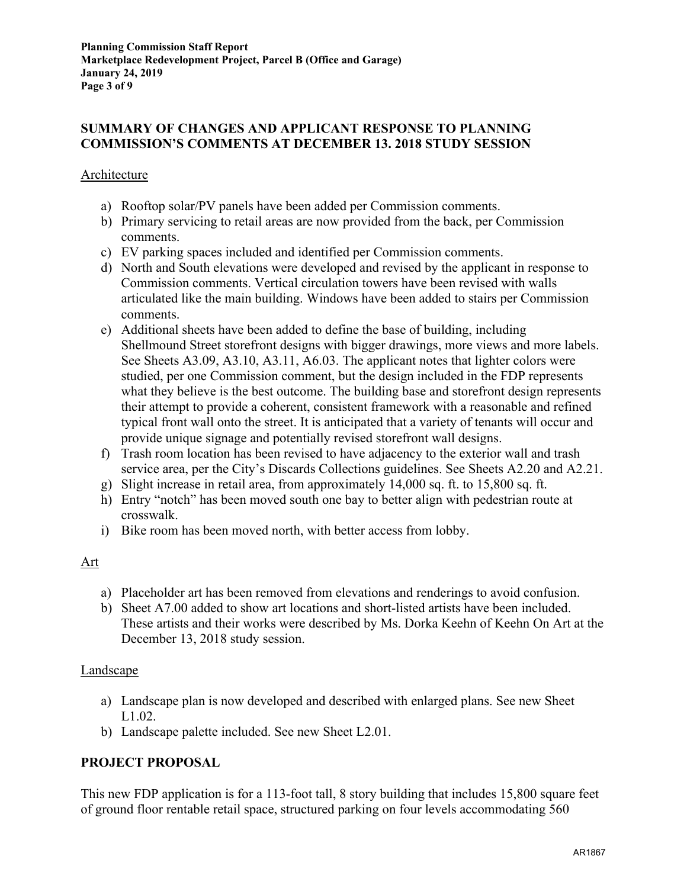## SUMMARY OF CHANGES AND APPLICANT RESPONSE TO PLANNING COMMISSION'S COMMENTS AT DECEMBER 13. 2018 STUDY SESSION

Architecture

a) Rooftop solar/PV panels have been added per Commission comments.
b) Primary servicing to retail areas are now provided from the back, per Commission comments.
c) EV parking spaces included and identified per Commission comments.
d) North and South elevations were developed and revised by the applicant in response to Commission comments. Vertical circulation towers have been revised with walls articulated like the main building. Windows have been added to stairs per Commission comments.
e) Additional sheets have been added to define the base of building, including Shellmound Street storefront designs with bigger drawings, more views and more labels. See Sheets A3.09, A3.10, A3.11, A6.03. The applicant notes that lighter colors were studied, per one Commission comment, but the design included in the FDP represents what they believe is the best outcome. The building base and storefront design represents their attempt to provide a coherent, consistent framework with a reasonable and refined typical front wall onto the street. It is anticipated that a variety of tenants will occur and provide unique signage and potentially revised storefront wall designs.
f) Trash room location has been revised to have adjacency to the exterior wall and trash service area, per the City's Discards Collections guidelines. See Sheets A2.20 and A2.21.
g) Slight increase in retail area, from approximately 14,000 sq. ft. to 15,800 sq. ft.
h) Entry "notch" has been moved south one bay to better align with pedestrian route at crosswalk.
i) Bike room has been moved north, with better access from lobby.

Art

a) Placeholder art has been removed from elevations and renderings to avoid confusion.
b) Sheet A7.00 added to show art locations and short-listed artists have been included. These artists and their works were described by Ms. Dorka Keehn of Keehn On Art at the December 13, 2018 study session.

Landscape

a) Landscape plan is now developed and described with enlarged plans. See new Sheet L1.02.
b) Landscape palette included. See new Sheet L2.01.

## PROJECT PROPOSAL

This new FDP application is for a 113-foot tall, 8 story building that includes 15,800 square feet of ground floor rentable retail space, structured parking on four levels accommodating 560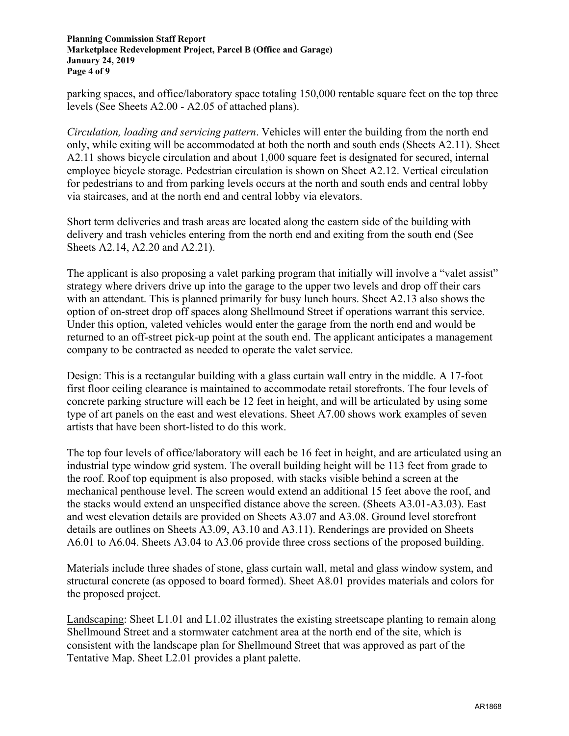parking spaces, and office/laboratory space totaling 150,000 rentable square feet on the top three levels (See Sheets A2.00 - A2.05 of attached plans).

*Circulation, loading and servicing pattern*. Vehicles will enter the building from the north end only, while exiting will be accommodated at both the north and south ends (Sheets A2.11). Sheet A2.11 shows bicycle circulation and about 1,000 square feet is designated for secured, internal employee bicycle storage. Pedestrian circulation is shown on Sheet A2.12. Vertical circulation for pedestrians to and from parking levels occurs at the north and south ends and central lobby via staircases, and at the north end and central lobby via elevators.

Short term deliveries and trash areas are located along the eastern side of the building with delivery and trash vehicles entering from the north end and exiting from the south end (See Sheets A2.14, A2.20 and A2.21).

The applicant is also proposing a valet parking program that initially will involve a "valet assist" strategy where drivers drive up into the garage to the upper two levels and drop off their cars with an attendant. This is planned primarily for busy lunch hours. Sheet A2.13 also shows the option of on-street drop off spaces along Shellmound Street if operations warrant this service. Under this option, valeted vehicles would enter the garage from the north end and would be returned to an off-street pick-up point at the south end. The applicant anticipates a management company to be contracted as needed to operate the valet service.

<u>Design</u>: This is a rectangular building with a glass curtain wall entry in the middle. A 17-foot first floor ceiling clearance is maintained to accommodate retail storefronts. The four levels of concrete parking structure will each be 12 feet in height, and will be articulated by using some type of art panels on the east and west elevations. Sheet A7.00 shows work examples of seven artists that have been short-listed to do this work.

The top four levels of office/laboratory will each be 16 feet in height, and are articulated using an industrial type window grid system. The overall building height will be 113 feet from grade to the roof. Roof top equipment is also proposed, with stacks visible behind a screen at the mechanical penthouse level. The screen would extend an additional 15 feet above the roof, and the stacks would extend an unspecified distance above the screen. (Sheets A3.01-A3.03). East and west elevation details are provided on Sheets A3.07 and A3.08. Ground level storefront details are outlines on Sheets A3.09, A3.10 and A3.11). Renderings are provided on Sheets A6.01 to A6.04. Sheets A3.04 to A3.06 provide three cross sections of the proposed building.

Materials include three shades of stone, glass curtain wall, metal and glass window system, and structural concrete (as opposed to board formed). Sheet A8.01 provides materials and colors for the proposed project.

<u>Landscaping</u>: Sheet L1.01 and L1.02 illustrates the existing streetscape planting to remain along Shellmound Street and a stormwater catchment area at the north end of the site, which is consistent with the landscape plan for Shellmound Street that was approved as part of the Tentative Map. Sheet L2.01 provides a plant palette.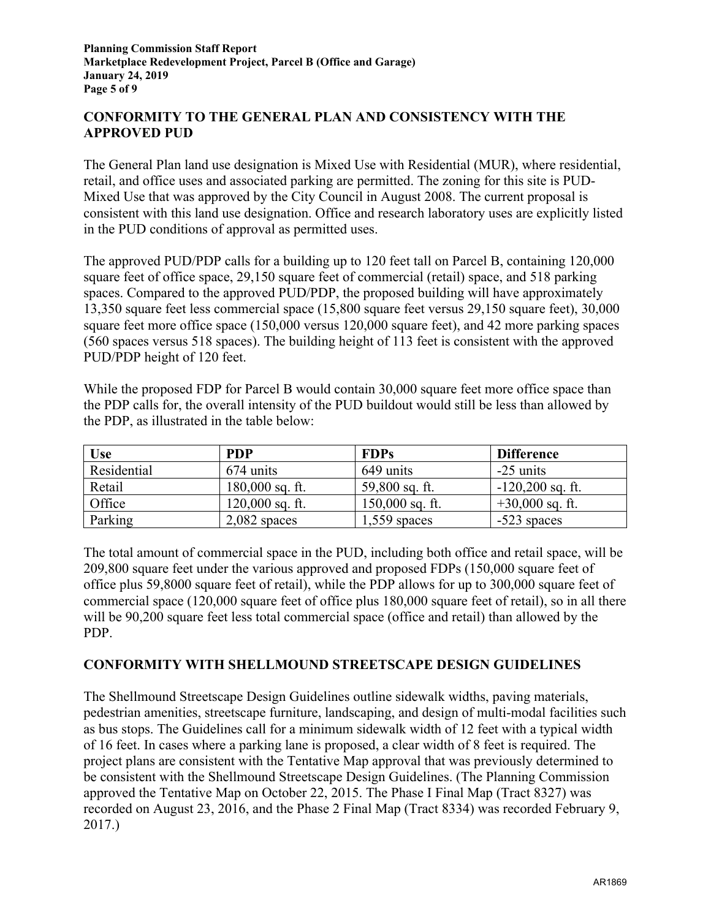## CONFORMITY TO THE GENERAL PLAN AND CONSISTENCY WITH THE APPROVED PUD

The General Plan land use designation is Mixed Use with Residential (MUR), where residential, retail, and office uses and associated parking are permitted. The zoning for this site is PUD-Mixed Use that was approved by the City Council in August 2008. The current proposal is consistent with this land use designation. Office and research laboratory uses are explicitly listed in the PUD conditions of approval as permitted uses.

The approved PUD/PDP calls for a building up to 120 feet tall on Parcel B, containing 120,000 square feet of office space, 29,150 square feet of commercial (retail) space, and 518 parking spaces. Compared to the approved PUD/PDP, the proposed building will have approximately 13,350 square feet less commercial space (15,800 square feet versus 29,150 square feet), 30,000 square feet more office space (150,000 versus 120,000 square feet), and 42 more parking spaces (560 spaces versus 518 spaces). The building height of 113 feet is consistent with the approved PUD/PDP height of 120 feet.

While the proposed FDP for Parcel B would contain 30,000 square feet more office space than the PDP calls for, the overall intensity of the PUD buildout would still be less than allowed by the PDP, as illustrated in the table below:

| Use | PDP | FDPs | Difference |
|---|---|---|---|
| Residential | 674 units | 649 units | -25 units |
| Retail | 180,000 sq. ft. | 59,800 sq. ft. | -120,200 sq. ft. |
| Office | 120,000 sq. ft. | 150,000 sq. ft. | +30,000 sq. ft. |
| Parking | 2,082 spaces | 1,559 spaces | -523 spaces |

The total amount of commercial space in the PUD, including both office and retail space, will be 209,800 square feet under the various approved and proposed FDPs (150,000 square feet of office plus 59,8000 square feet of retail), while the PDP allows for up to 300,000 square feet of commercial space (120,000 square feet of office plus 180,000 square feet of retail), so in all there will be 90,200 square feet less total commercial space (office and retail) than allowed by the PDP.

## CONFORMITY WITH SHELLMOUND STREETSCAPE DESIGN GUIDELINES

The Shellmound Streetscape Design Guidelines outline sidewalk widths, paving materials, pedestrian amenities, streetscape furniture, landscaping, and design of multi-modal facilities such as bus stops. The Guidelines call for a minimum sidewalk width of 12 feet with a typical width of 16 feet. In cases where a parking lane is proposed, a clear width of 8 feet is required. The project plans are consistent with the Tentative Map approval that was previously determined to be consistent with the Shellmound Streetscape Design Guidelines. (The Planning Commission approved the Tentative Map on October 22, 2015. The Phase I Final Map (Tract 8327) was recorded on August 23, 2016, and the Phase 2 Final Map (Tract 8334) was recorded February 9, 2017.)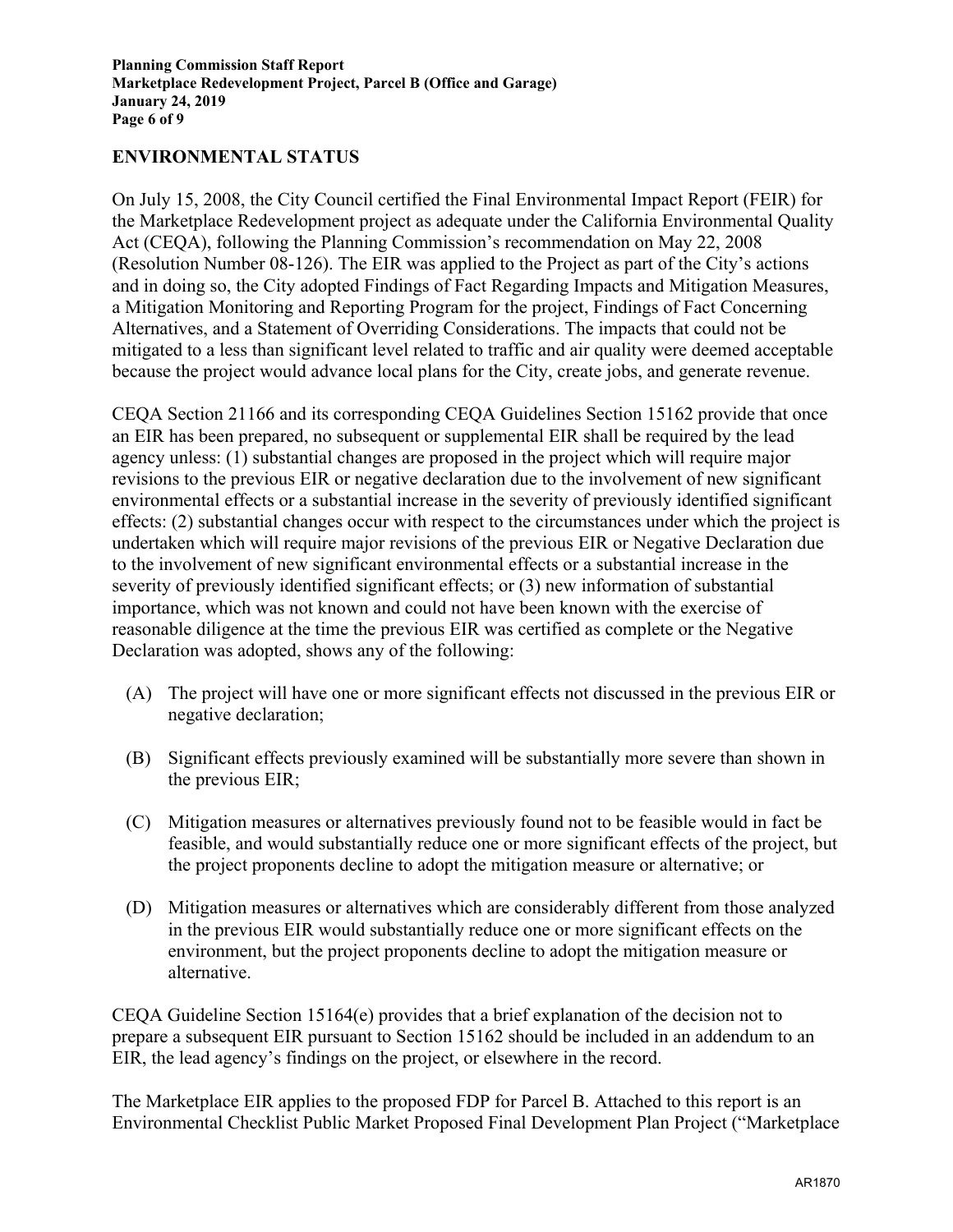## ENVIRONMENTAL STATUS

On July 15, 2008, the City Council certified the Final Environmental Impact Report (FEIR) for the Marketplace Redevelopment project as adequate under the California Environmental Quality Act (CEQA), following the Planning Commission's recommendation on May 22, 2008 (Resolution Number 08-126). The EIR was applied to the Project as part of the City's actions and in doing so, the City adopted Findings of Fact Regarding Impacts and Mitigation Measures, a Mitigation Monitoring and Reporting Program for the project, Findings of Fact Concerning Alternatives, and a Statement of Overriding Considerations. The impacts that could not be mitigated to a less than significant level related to traffic and air quality were deemed acceptable because the project would advance local plans for the City, create jobs, and generate revenue.

CEQA Section 21166 and its corresponding CEQA Guidelines Section 15162 provide that once an EIR has been prepared, no subsequent or supplemental EIR shall be required by the lead agency unless: (1) substantial changes are proposed in the project which will require major revisions to the previous EIR or negative declaration due to the involvement of new significant environmental effects or a substantial increase in the severity of previously identified significant effects: (2) substantial changes occur with respect to the circumstances under which the project is undertaken which will require major revisions of the previous EIR or Negative Declaration due to the involvement of new significant environmental effects or a substantial increase in the severity of previously identified significant effects; or (3) new information of substantial importance, which was not known and could not have been known with the exercise of reasonable diligence at the time the previous EIR was certified as complete or the Negative Declaration was adopted, shows any of the following:

(A) The project will have one or more significant effects not discussed in the previous EIR or negative declaration;

(B) Significant effects previously examined will be substantially more severe than shown in the previous EIR;

(C) Mitigation measures or alternatives previously found not to be feasible would in fact be feasible, and would substantially reduce one or more significant effects of the project, but the project proponents decline to adopt the mitigation measure or alternative; or

(D) Mitigation measures or alternatives which are considerably different from those analyzed in the previous EIR would substantially reduce one or more significant effects on the environment, but the project proponents decline to adopt the mitigation measure or alternative.

CEQA Guideline Section 15164(e) provides that a brief explanation of the decision not to prepare a subsequent EIR pursuant to Section 15162 should be included in an addendum to an EIR, the lead agency's findings on the project, or elsewhere in the record.

The Marketplace EIR applies to the proposed FDP for Parcel B. Attached to this report is an Environmental Checklist Public Market Proposed Final Development Plan Project ("Marketplace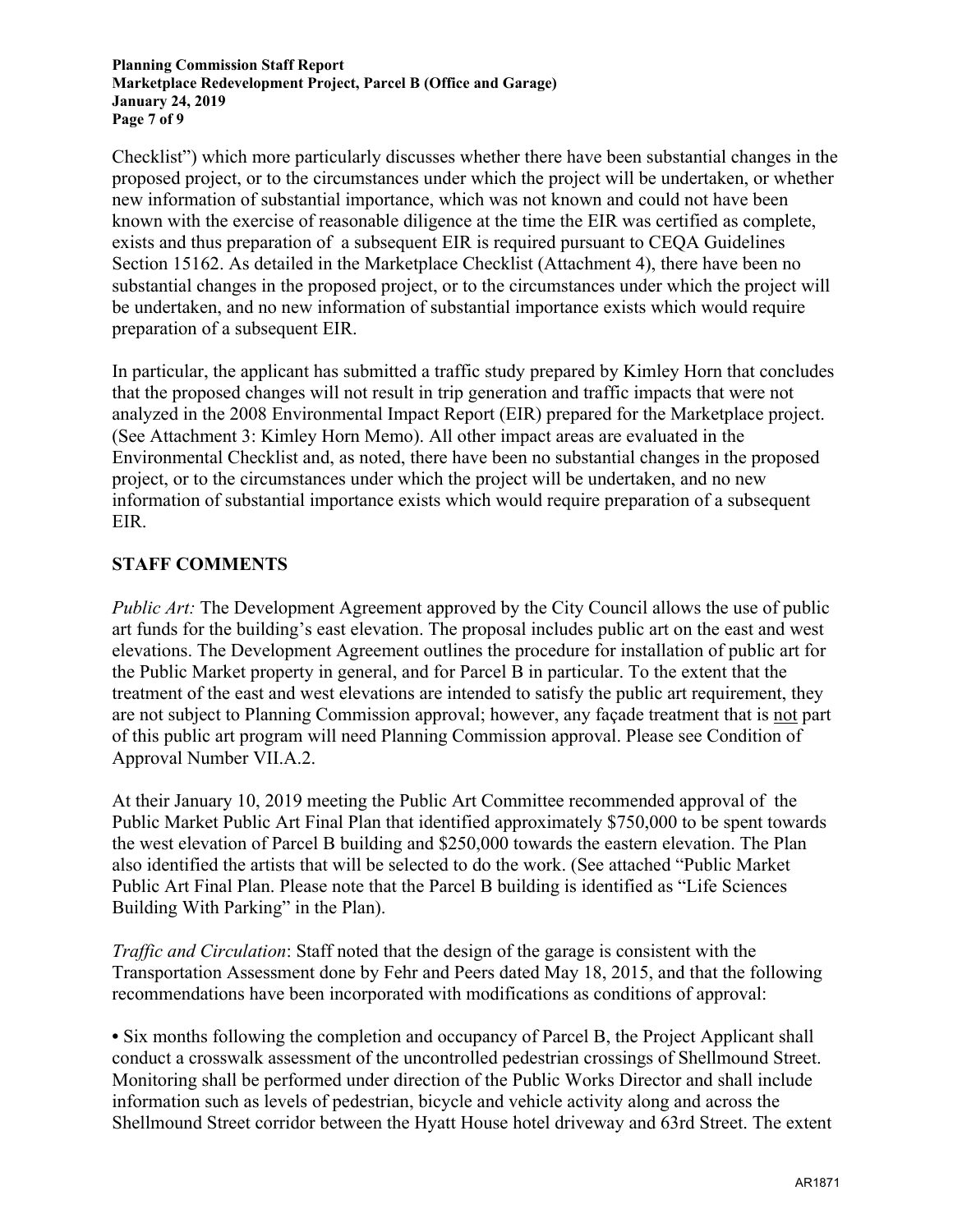Checklist") which more particularly discusses whether there have been substantial changes in the proposed project, or to the circumstances under which the project will be undertaken, or whether new information of substantial importance, which was not known and could not have been known with the exercise of reasonable diligence at the time the EIR was certified as complete, exists and thus preparation of a subsequent EIR is required pursuant to CEQA Guidelines Section 15162. As detailed in the Marketplace Checklist (Attachment 4), there have been no substantial changes in the proposed project, or to the circumstances under which the project will be undertaken, and no new information of substantial importance exists which would require preparation of a subsequent EIR.

In particular, the applicant has submitted a traffic study prepared by Kimley Horn that concludes that the proposed changes will not result in trip generation and traffic impacts that were not analyzed in the 2008 Environmental Impact Report (EIR) prepared for the Marketplace project. (See Attachment 3: Kimley Horn Memo). All other impact areas are evaluated in the Environmental Checklist and, as noted, there have been no substantial changes in the proposed project, or to the circumstances under which the project will be undertaken, and no new information of substantial importance exists which would require preparation of a subsequent EIR.

## STAFF COMMENTS

*Public Art:* The Development Agreement approved by the City Council allows the use of public art funds for the building's east elevation. The proposal includes public art on the east and west elevations. The Development Agreement outlines the procedure for installation of public art for the Public Market property in general, and for Parcel B in particular. To the extent that the treatment of the east and west elevations are intended to satisfy the public art requirement, they are not subject to Planning Commission approval; however, any façade treatment that is <u>not</u> part of this public art program will need Planning Commission approval. Please see Condition of Approval Number VII.A.2.

At their January 10, 2019 meeting the Public Art Committee recommended approval of the Public Market Public Art Final Plan that identified approximately $750,000 to be spent towards the west elevation of Parcel B building and $250,000 towards the eastern elevation. The Plan also identified the artists that will be selected to do the work. (See attached "Public Market Public Art Final Plan. Please note that the Parcel B building is identified as "Life Sciences Building With Parking" in the Plan).

*Traffic and Circulation*: Staff noted that the design of the garage is consistent with the Transportation Assessment done by Fehr and Peers dated May 18, 2015, and that the following recommendations have been incorporated with modifications as conditions of approval:

- Six months following the completion and occupancy of Parcel B, the Project Applicant shall conduct a crosswalk assessment of the uncontrolled pedestrian crossings of Shellmound Street. Monitoring shall be performed under direction of the Public Works Director and shall include information such as levels of pedestrian, bicycle and vehicle activity along and across the Shellmound Street corridor between the Hyatt House hotel driveway and 63rd Street. The extent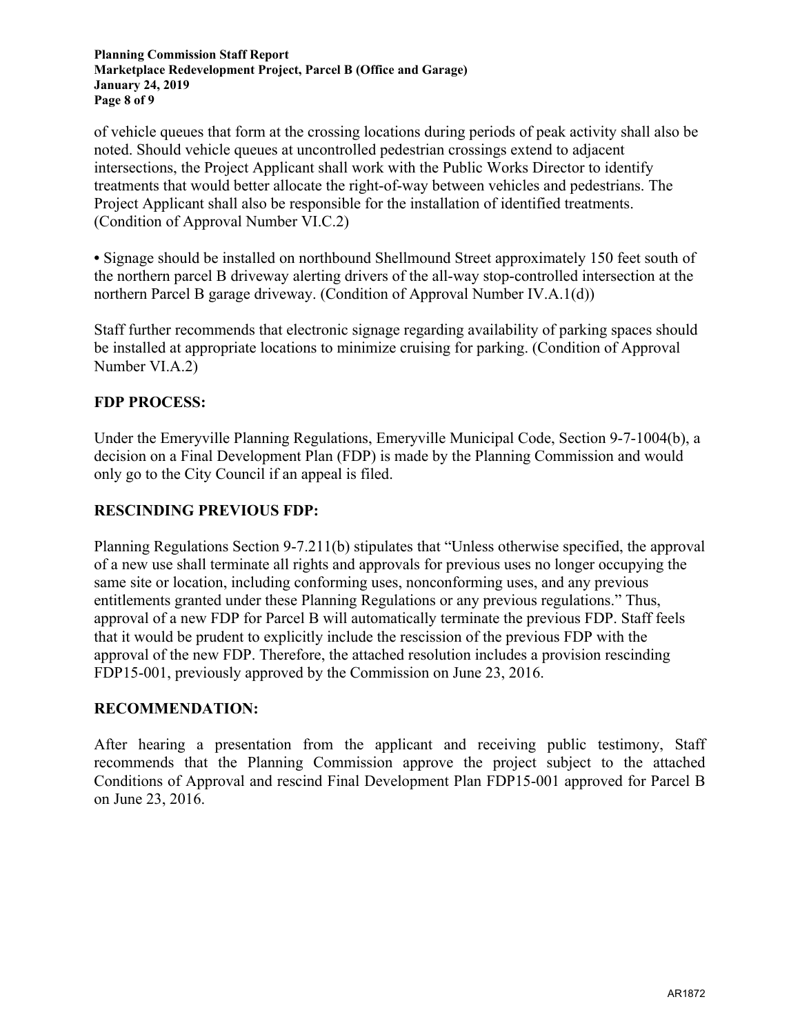of vehicle queues that form at the crossing locations during periods of peak activity shall also be noted. Should vehicle queues at uncontrolled pedestrian crossings extend to adjacent intersections, the Project Applicant shall work with the Public Works Director to identify treatments that would better allocate the right-of-way between vehicles and pedestrians. The Project Applicant shall also be responsible for the installation of identified treatments. (Condition of Approval Number VI.C.2)

- Signage should be installed on northbound Shellmound Street approximately 150 feet south of the northern parcel B driveway alerting drivers of the all-way stop-controlled intersection at the northern Parcel B garage driveway. (Condition of Approval Number IV.A.1(d))

Staff further recommends that electronic signage regarding availability of parking spaces should be installed at appropriate locations to minimize cruising for parking. (Condition of Approval Number VI.A.2)

**FDP PROCESS:**

Under the Emeryville Planning Regulations, Emeryville Municipal Code, Section 9-7-1004(b), a decision on a Final Development Plan (FDP) is made by the Planning Commission and would only go to the City Council if an appeal is filed.

**RESCINDING PREVIOUS FDP:**

Planning Regulations Section 9-7.211(b) stipulates that "Unless otherwise specified, the approval of a new use shall terminate all rights and approvals for previous uses no longer occupying the same site or location, including conforming uses, nonconforming uses, and any previous entitlements granted under these Planning Regulations or any previous regulations." Thus, approval of a new FDP for Parcel B will automatically terminate the previous FDP. Staff feels that it would be prudent to explicitly include the rescission of the previous FDP with the approval of the new FDP. Therefore, the attached resolution includes a provision rescinding FDP15-001, previously approved by the Commission on June 23, 2016.

**RECOMMENDATION:**

After hearing a presentation from the applicant and receiving public testimony, Staff recommends that the Planning Commission approve the project subject to the attached Conditions of Approval and rescind Final Development Plan FDP15-001 approved for Parcel B on June 23, 2016.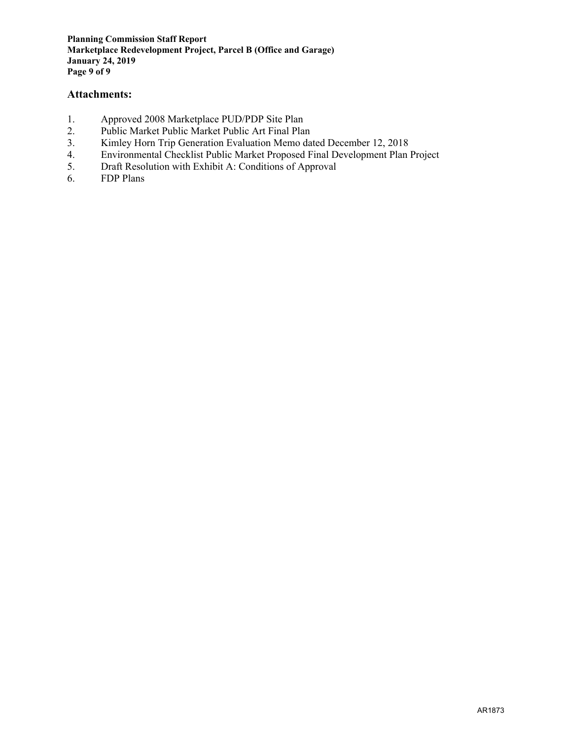## Attachments:

1. Approved 2008 Marketplace PUD/PDP Site Plan
2. Public Market Public Market Public Art Final Plan
3. Kimley Horn Trip Generation Evaluation Memo dated December 12, 2018
4. Environmental Checklist Public Market Proposed Final Development Plan Project
5. Draft Resolution with Exhibit A: Conditions of Approval
6. FDP Plans